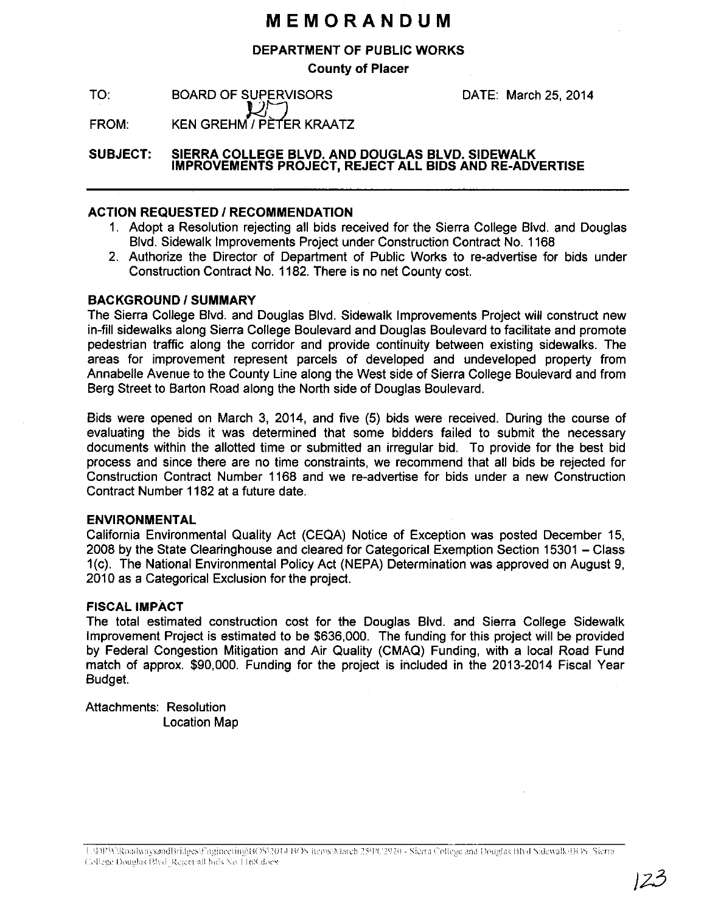# MEMORANDUM

**DEPARTMENT OF PUBLIC WORKS**

**County of Placer**

TO: BOARD OF SUPERVISORS DATE: March 25, 2014

FROM: KEN GREHM / PETER KRAATZ

**SUBJECT: SIERRA COLLEGE BLVD. AND DOUGLAS BLVD. SIDEWALK IMPROVEMENTS PROJECT, REJECT ALL BIDS AND RE-ADVERTISE**

## ACTION REQUESTED / RECOMMENDATION

1. Adopt a Resolution rejecting all bids received for the Sierra College Blvd. and Douglas Blvd. Sidewalk Improvements Project under Construction Contract No. 1168
2. Authorize the Director of Department of Public Works to re-advertise for bids under Construction Contract No. 1182. There is no net County cost.

## BACKGROUND / SUMMARY

The Sierra College Blvd. and Douglas Blvd. Sidewalk Improvements Project will construct new in-fill sidewalks along Sierra College Boulevard and Douglas Boulevard to facilitate and promote pedestrian traffic along the corridor and provide continuity between existing sidewalks. The areas for improvement represent parcels of developed and undeveloped property from Annabelle Avenue to the County Line along the West side of Sierra College Boulevard and from Berg Street to Barton Road along the North side of Douglas Boulevard.

Bids were opened on March 3, 2014, and five (5) bids were received. During the course of evaluating the bids it was determined that some bidders failed to submit the necessary documents within the allotted time or submitted an irregular bid. To provide for the best bid process and since there are no time constraints, we recommend that all bids be rejected for Construction Contract Number 1168 and we re-advertise for bids under a new Construction Contract Number 1182 at a future date.

## ENVIRONMENTAL

California Environmental Quality Act (CEQA) Notice of Exception was posted December 15, 2008 by the State Clearinghouse and cleared for Categorical Exemption Section 15301 – Class 1(c). The National Environmental Policy Act (NEPA) Determination was approved on August 9, 2010 as a Categorical Exclusion for the project.

## FISCAL IMPACT

The total estimated construction cost for the Douglas Blvd. and Sierra College Sidewalk Improvement Project is estimated to be $636,000. The funding for this project will be provided by Federal Congestion Mitigation and Air Quality (CMAQ) Funding, with a local Road Fund match of approx. $90,000. Funding for the project is included in the 2013-2014 Fiscal Year Budget.

Attachments: Resolution
Location Map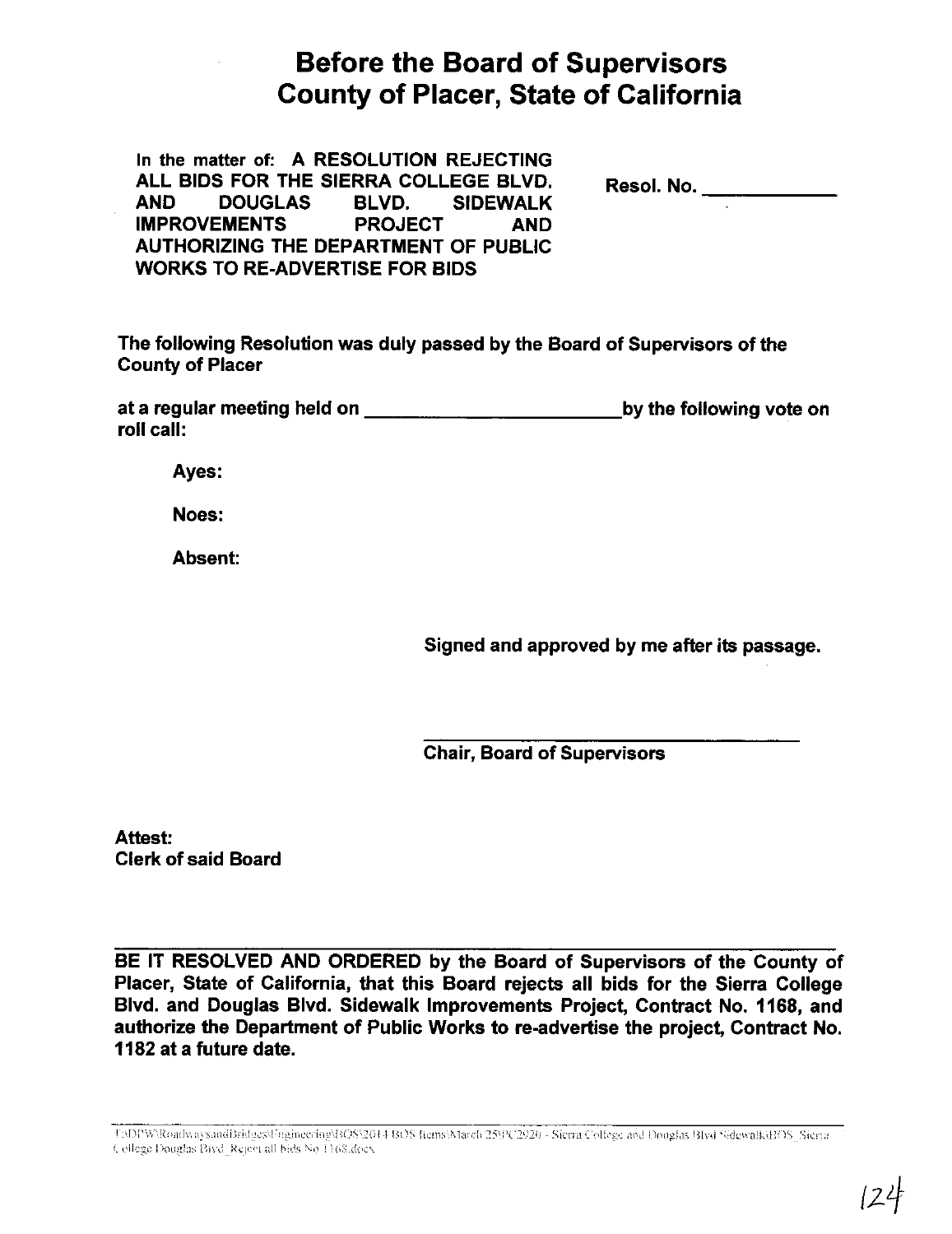# Before the Board of Supervisors County of Placer, State of California

**In the matter of: A RESOLUTION REJECTING ALL BIDS FOR THE SIERRA COLLEGE BLVD. AND DOUGLAS BLVD. SIDEWALK IMPROVEMENTS PROJECT AND AUTHORIZING THE DEPARTMENT OF PUBLIC WORKS TO RE-ADVERTISE FOR BIDS**

**Resol. No. ____________**

**The following Resolution was duly passed by the Board of Supervisors of the County of Placer**

**at a regular meeting held on ________________________ by the following vote on roll call:**

**Ayes:**

**Noes:**

**Absent:**

**Signed and approved by me after its passage.**

______________________________________

**Chair, Board of Supervisors**

**Attest:**
**Clerk of said Board**

---

**BE IT RESOLVED AND ORDERED by the Board of Supervisors of the County of Placer, State of California, that this Board rejects all bids for the Sierra College Blvd. and Douglas Blvd. Sidewalk Improvements Project, Contract No. 1168, and authorize the Department of Public Works to re-advertise the project, Contract No. 1182 at a future date.**

---

T:\DPW\RoadwaysandBridges\Engineering\BOS\2014 BOS Items\March 25\PC2920 - Sierra College and Douglas Blvd Sidewalk\BOS_Sierra College Douglas Blvd_Reject all bids No 1168.docx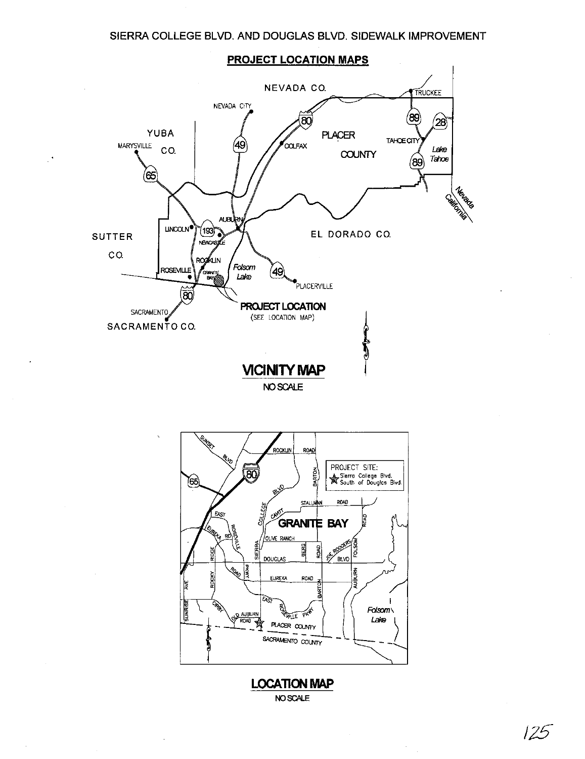SIERRA COLLEGE BLVD. AND DOUGLAS BLVD. SIDEWALK IMPROVEMENT

## PROJECT LOCATION MAPS

NEVADA CO.

NEVADA CITY

TRUCKEE

YUBA CO.

MARYSVILLE

PLACER COUNTY

TAHOE CITY

Lake Tahoe

COLFAX

Nevada

California

AUBURN

LINCOLN

NEWCASTLE

EL DORADO CO.

SUTTER CO.

ROCKLIN

ROSEVILLE

GRANITE BAY

Folsom Lake

PLACERVILLE

SACRAMENTO

SACRAMENTO CO.

PROJECT LOCATION

(SEE LOCATION MAP)

**VICINITY MAP**

NO SCALE

PROJECT SITE:
Sierra College Blvd.
South of Douglas Blvd.

SUNSET BLVD

ROCKLIN ROAD

BARTON

SIERRA COLLEGE BLVD

STALLMAN ROAD

CAVITT

EAST ROSEVILLE

EUREKA RD

GRANITE BAY

FOLSOM ROAD

OLIVE RANCH

BERG ROAD

JOE RODGERS

DOUGLAS BLVD

RIDGE

ROCKY ROAD

PKWY

EUREKA ROAD

AUBURN

BARTON

SUNRISE AVE

CIRBY

EAST ROSEVILLE PKWY

OLD AUBURN ROAD

PLACER COUNTY

SACRAMENTO COUNTY

Folsom Lake

**LOCATION MAP**

NO SCALE